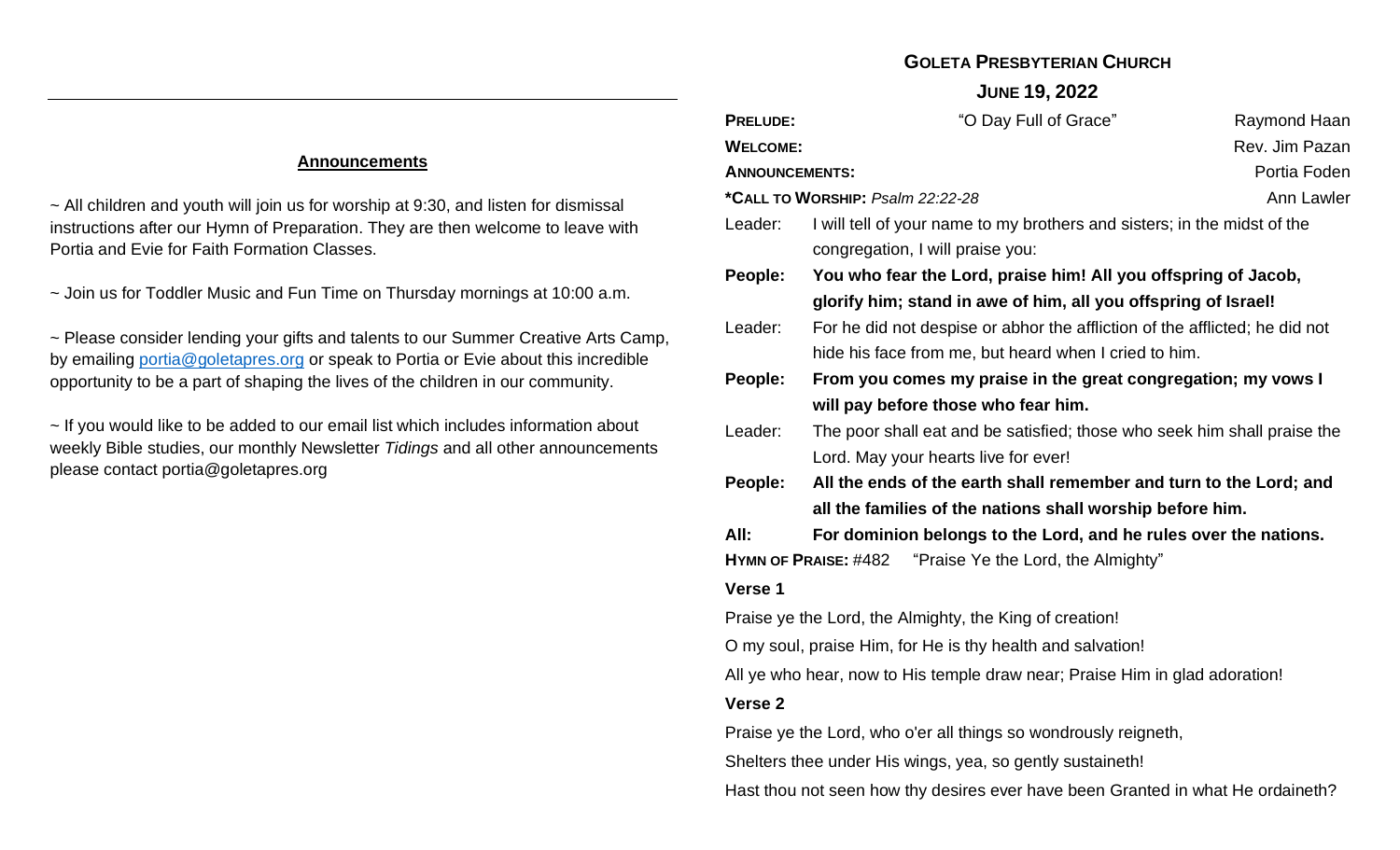## Announcements

~ All children and youth will join us for worship at 9:30, and listen for dismissal instructions after our Hymn of Preparation. They are then welcome to leave with Portia and Evie for Faith Formation Classes.

~ Join us for Toddler Music and Fun Time on Thursday mornings at 10:00 a.m.

~ Please consider lending your gifts and talents to our Summer Creative Arts Camp, by emailing portia@goletapres.org or speak to Portia or Evie about this incredible opportunity to be a part of shaping the lives of the children in our community.

~ If you would like to be added to our email list which includes information about weekly Bible studies, our monthly Newsletter *Tidings* and all other announcements please contact portia@goletapres.org

# GOLETA PRESBYTERIAN CHURCH

## JUNE 19, 2022

**PRELUDE:** "O Day Full of Grace" Raymond Haan

**WELCOME:** Rev. Jim Pazan

**ANNOUNCEMENTS:** Portia Foden

**\*CALL TO WORSHIP:** *Psalm 22:22-28* Ann Lawler

Leader: I will tell of your name to my brothers and sisters; in the midst of the congregation, I will praise you:

**People: You who fear the Lord, praise him! All you offspring of Jacob, glorify him; stand in awe of him, all you offspring of Israel!**

Leader: For he did not despise or abhor the affliction of the afflicted; he did not hide his face from me, but heard when I cried to him.

**People: From you comes my praise in the great congregation; my vows I will pay before those who fear him.**

Leader: The poor shall eat and be satisfied; those who seek him shall praise the Lord. May your hearts live for ever!

**People: All the ends of the earth shall remember and turn to the Lord; and all the families of the nations shall worship before him.**

**All: For dominion belongs to the Lord, and he rules over the nations.**

**HYMN OF PRAISE:** #482 "Praise Ye the Lord, the Almighty"

**Verse 1**

Praise ye the Lord, the Almighty, the King of creation!

O my soul, praise Him, for He is thy health and salvation!

All ye who hear, now to His temple draw near; Praise Him in glad adoration!

**Verse 2**

Praise ye the Lord, who o'er all things so wondrously reigneth,

Shelters thee under His wings, yea, so gently sustaineth!

Hast thou not seen how thy desires ever have been Granted in what He ordaineth?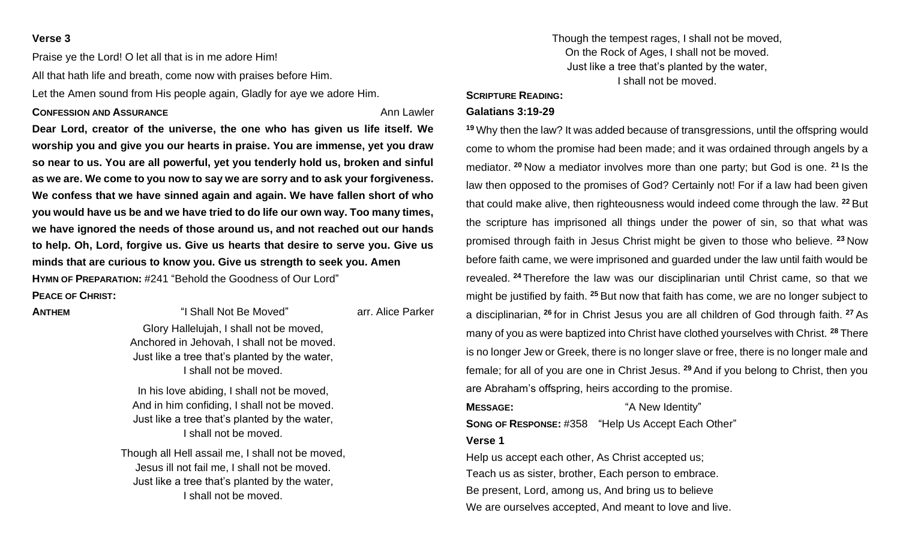**Verse 3**

Praise ye the Lord! O let all that is in me adore Him!

All that hath life and breath, come now with praises before Him.

Let the Amen sound from His people again, Gladly for aye we adore Him.

**CONFESSION AND ASSURANCE** Ann Lawler

**Dear Lord, creator of the universe, the one who has given us life itself. We worship you and give you our hearts in praise. You are immense, yet you draw so near to us. You are all powerful, yet you tenderly hold us, broken and sinful as we are. We come to you now to say we are sorry and to ask your forgiveness. We confess that we have sinned again and again. We have fallen short of who you would have us be and we have tried to do life our own way. Too many times, we have ignored the needs of those around us, and not reached out our hands to help. Oh, Lord, forgive us. Give us hearts that desire to serve you. Give us minds that are curious to know you. Give us strength to seek you. Amen**

**HYMN OF PREPARATION:** #241 "Behold the Goodness of Our Lord"

**PEACE OF CHRIST:**

**ANTHEM** "I Shall Not Be Moved" arr. Alice Parker

Glory Hallelujah, I shall not be moved,
Anchored in Jehovah, I shall not be moved.
Just like a tree that's planted by the water,
I shall not be moved.

In his love abiding, I shall not be moved,
And in him confiding, I shall not be moved.
Just like a tree that's planted by the water,
I shall not be moved.

Though all Hell assail me, I shall not be moved,
Jesus ill not fail me, I shall not be moved.
Just like a tree that's planted by the water,
I shall not be moved.

Though the tempest rages, I shall not be moved,
On the Rock of Ages, I shall not be moved.
Just like a tree that's planted by the water,
I shall not be moved.

**SCRIPTURE READING:**

**Galatians 3:19-29**

**19** Why then the law? It was added because of transgressions, until the offspring would come to whom the promise had been made; and it was ordained through angels by a mediator. **20** Now a mediator involves more than one party; but God is one. **21** Is the law then opposed to the promises of God? Certainly not! For if a law had been given that could make alive, then righteousness would indeed come through the law. **22** But the scripture has imprisoned all things under the power of sin, so that what was promised through faith in Jesus Christ might be given to those who believe. **23** Now before faith came, we were imprisoned and guarded under the law until faith would be revealed. **24** Therefore the law was our disciplinarian until Christ came, so that we might be justified by faith. **25** But now that faith has come, we are no longer subject to a disciplinarian, **26** for in Christ Jesus you are all children of God through faith. **27** As many of you as were baptized into Christ have clothed yourselves with Christ. **28** There is no longer Jew or Greek, there is no longer slave or free, there is no longer male and female; for all of you are one in Christ Jesus. **29** And if you belong to Christ, then you are Abraham's offspring, heirs according to the promise.

**MESSAGE:** "A New Identity"

**SONG OF RESPONSE:** #358 "Help Us Accept Each Other"

**Verse 1**

Help us accept each other, As Christ accepted us;
Teach us as sister, brother, Each person to embrace.
Be present, Lord, among us, And bring us to believe
We are ourselves accepted, And meant to love and live.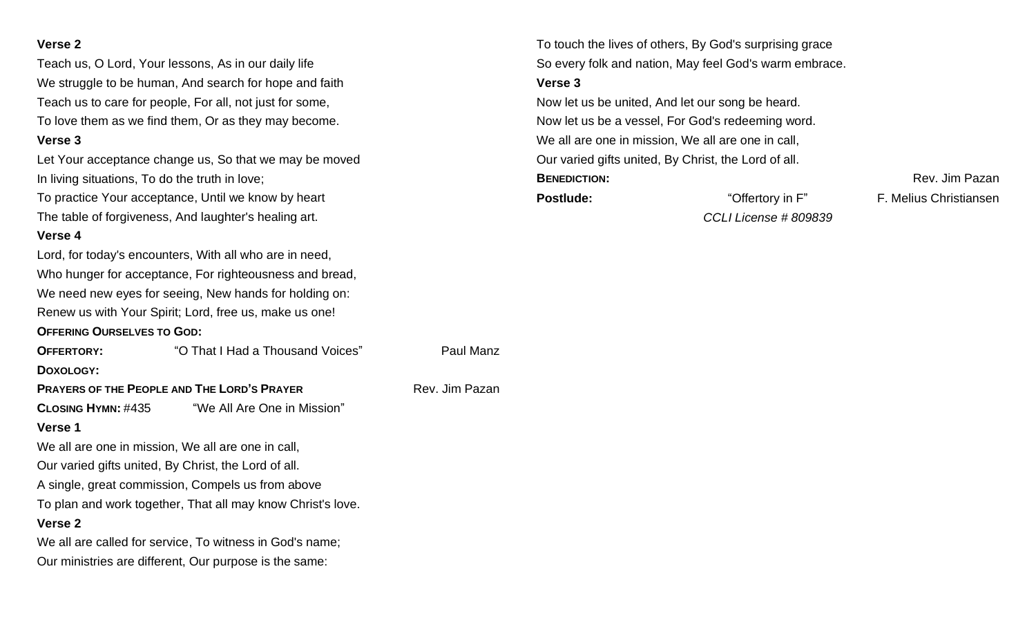**Verse 2**

Teach us, O Lord, Your lessons, As in our daily life
We struggle to be human, And search for hope and faith
Teach us to care for people, For all, not just for some,
To love them as we find them, Or as they may become.

**Verse 3**

Let Your acceptance change us, So that we may be moved
In living situations, To do the truth in love;
To practice Your acceptance, Until we know by heart
The table of forgiveness, And laughter's healing art.

**Verse 4**

Lord, for today's encounters, With all who are in need,
Who hunger for acceptance, For righteousness and bread,
We need new eyes for seeing, New hands for holding on:
Renew us with Your Spirit; Lord, free us, make us one!

**OFFERING OURSELVES TO GOD:**

**OFFERTORY:** "O That I Had a Thousand Voices" Paul Manz

**DOXOLOGY:**

**PRAYERS OF THE PEOPLE AND THE LORD'S PRAYER** Rev. Jim Pazan

**CLOSING HYMN:** #435 "We All Are One in Mission"

**Verse 1**

We all are one in mission, We all are one in call,
Our varied gifts united, By Christ, the Lord of all.
A single, great commission, Compels us from above
To plan and work together, That all may know Christ's love.

**Verse 2**

We all are called for service, To witness in God's name;
Our ministries are different, Our purpose is the same:
To touch the lives of others, By God's surprising grace
So every folk and nation, May feel God's warm embrace.

**Verse 3**

Now let us be united, And let our song be heard.
Now let us be a vessel, For God's redeeming word.
We all are one in mission, We all are one in call,
Our varied gifts united, By Christ, the Lord of all.

**BENEDICTION:** Rev. Jim Pazan

**Postlude:** "Offertory in F" F. Melius Christiansen

*CCLI License # 809839*